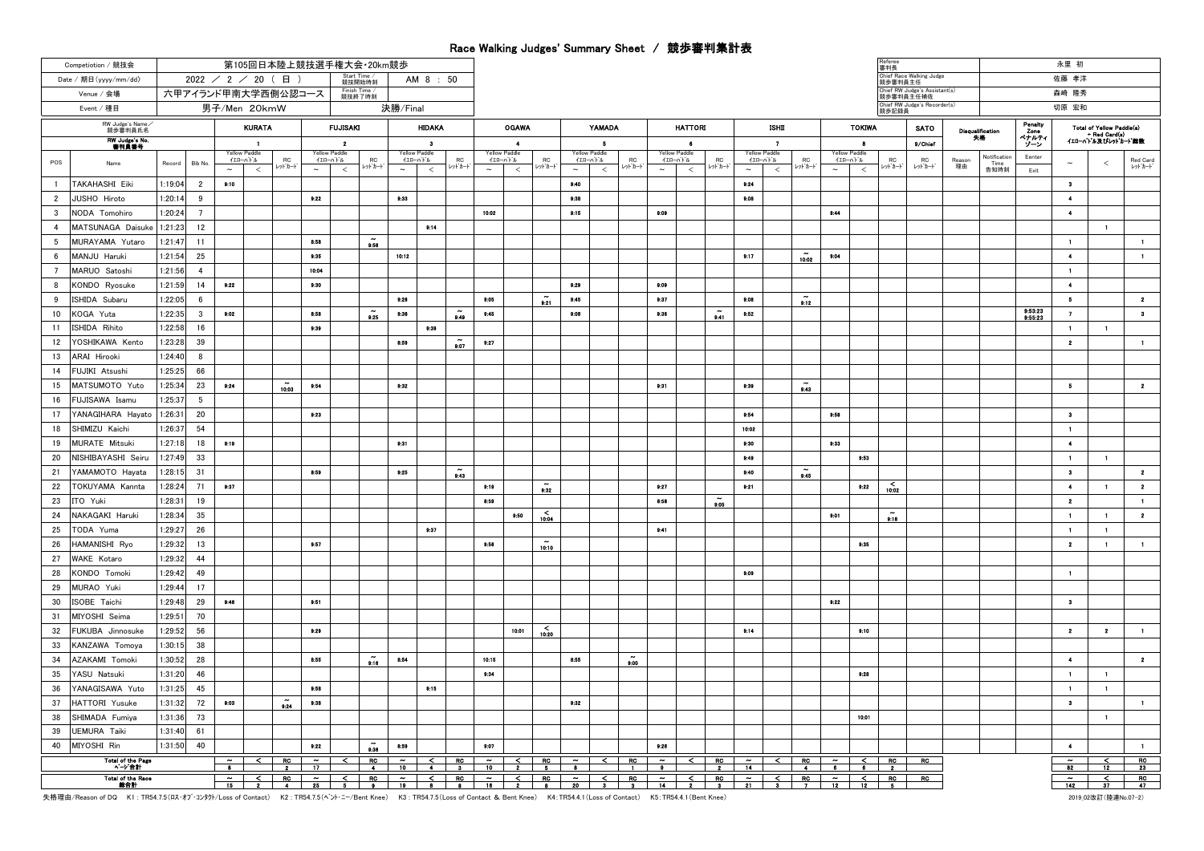# Race Walking Judges' Summary Sheet / 競歩審判集計表

| | |
|---|---|
| Competition / 競技会 | 第105回日本陸上競技選手権大会・20km競歩 |
| Date / 期日(yyyy/mm/dd) | 2022 / 2 / 20 ( 日 ) |
| Start Time / 競技開始時刻 | AM 8 : 50 |
| Finish Time / 競技終了時刻 | |
| Venue / 会場 | 六甲アイランド甲南大学西側公認コース |
| Event / 種目 | 男子/Men 20kmW 決勝/Final |

| | |
|---|---|
| Referee 審判長 | 永里 初 |
| Chief Race Walking Judge 競歩審判員主任 | 佐藤 孝洋 |
| Chief RW Judge's Assistant(s) 競歩審判員主任補佐 | 森崎 隆秀 |
| Chief RW Judge's Recorder(s) 競歩記録員 | 切原 宏和 |

| RW Judge's Name / 競歩審判員氏名 | | | | KURATA | | | FUJISAKI | | | HIDAKA | | | OGAWA | | | YAMADA | | | HATTORI | | | ISHII | | | TOKIWA | | | SATO | Disqualification 失格 | | Penalty Zone ペナルティゾーン | Total of Yellow Paddle(s) + Red Card(s) イエローパドル及びレッドカード総数 | | |
|---|---|---|---|---|---|---|---|---|---|---|---|---|---|---|---|---|---|---|---|---|---|---|---|---|---|---|---|---|---|---|---|---|---|---|
| RW Judge's No. 審判員番号 | | | | 1 | | | 2 | | | 3 | | | 4 | | | 5 | | | 6 | | | 7 | | | 8 | | | 9/Chief | | | | | | |
| POS | Name | Record | Bib No. | Yellow Paddle イエローパドル ~ | < | RC レッドカード | Yellow Paddle イエローパドル ~ | < | RC レッドカード | Yellow Paddle イエローパドル ~ | < | RC レッドカード | Yellow Paddle イエローパドル ~ | < | RC レッドカード | Yellow Paddle イエローパドル ~ | < | RC レッドカード | Yellow Paddle イエローパドル ~ | < | RC レッドカード | Yellow Paddle イエローパドル ~ | < | RC レッドカード | Yellow Paddle イエローパドル ~ | < | RC レッドカード | RC レッドカード | Reason 理由 | Notification Time 告知時刻 | Enter / Exit | ~ | < | Red Card レッドカード |
| 1 | TAKAHASHI Eiki | 1:19:04 | 2 | 9:10 | | | | | | | | | | | | 9:40 | | | | | | 9:24 | | | | | | | | | | 3 | | |
| 2 | JUSHO Hiroto | 1:20:14 | 9 | | | | 9:22 | | | 9:33 | | | | | | 9:38 | | | | | | 9:08 | | | | | | | | | | 4 | | |
| 3 | NODA Tomohiro | 1:20:24 | 7 | | | | | | | | | | 10:02 | | | 9:15 | | | 9:09 | | | | | | 9:44 | | | | | | | 4 | | |
| 4 | MATSUNAGA Daisuke | 1:21:23 | 12 | | | | | | | | 9:14 | | | | | | | | | | | | | | | | | | | | | | 1 | |
| 5 | MURAYAMA Yutaro | 1:21:47 | 11 | | | | 8:58 | | ~ 9:58 | | | | | | | | | | | | | | | | | | | | | | | 1 | | 1 |
| 6 | MANJU Haruki | 1:21:54 | 25 | | | | 9:35 | | | 10:12 | | | | | | | | | | | | 9:17 | | ~ 10:02 | 9:04 | | | | | | | 4 | | 1 |
| 7 | MARUO Satoshi | 1:21:56 | 4 | | | | 10:04 | | | | | | | | | | | | | | | | | | | | | | | | | 1 | | |
| 8 | KONDO Ryosuke | 1:21:59 | 14 | 9:22 | | | 9:30 | | | | | | | | | 9:29 | | | 9:09 | | | | | | | | | | | | | 4 | | |
| 9 | ISHIDA Subaru | 1:22:05 | 6 | | | | | | | 9:26 | | | 9:05 | | ~ 9:21 | 9:45 | | | 9:37 | | | 9:08 | | ~ 9:12 | | | | | | | | 5 | | 2 |
| 10 | KOGA Yuta | 1:22:35 | 3 | 9:02 | | | 8:58 | | ~ 9:25 | 9:38 | | ~ 9:49 | 9:45 | | | 9:08 | | | 9:36 | | ~ 9:41 | 9:52 | | | | | | | | | 9:53:23 / 9:55:23 | 7 | | 3 |
| 11 | ISHIDA Rihito | 1:22:58 | 16 | | | | 9:39 | | | | 9:39 | | | | | | | | | | | | | | | | | | | | | 1 | 1 | |
| 12 | YOSHIKAWA Kento | 1:23:28 | 39 | | | | | | | 8:59 | | ~ 9:07 | 9:27 | | | | | | | | | | | | | | | | | | | 2 | | 1 |
| 13 | ARAI Hirooki | 1:24:40 | 8 | | | | | | | | | | | | | | | | | | | | | | | | | | | | | | | |
| 14 | FUJIKI Atsushi | 1:25:25 | 66 | | | | | | | | | | | | | | | | | | | | | | | | | | | | | | | |
| 15 | MATSUMOTO Yuto | 1:25:34 | 23 | 9:24 | | ~ 10:03 | 9:54 | | | 9:32 | | | | | | | | | 9:31 | | | 9:39 | | ~ 9:43 | | | | | | | | 5 | | 2 |
| 16 | FUJISAWA Isamu | 1:25:37 | 5 | | | | | | | | | | | | | | | | | | | | | | | | | | | | | | | |
| 17 | YANAGIHARA Hayato | 1:26:31 | 20 | | | | 9:23 | | | | | | | | | | | | | | | 9:54 | | | 9:58 | | | | | | | 3 | | |
| 18 | SHIMIZU Kaichi | 1:26:37 | 54 | | | | | | | | | | | | | | | | | | | 10:02 | | | | | | | | | | 1 | | |
| 19 | MURATE Mitsuki | 1:27:18 | 18 | 9:19 | | | | | | 9:31 | | | | | | | | | | | | 9:30 | | | 9:33 | | | | | | | 4 | | |
| 20 | NISHIBAYASHI Seiru | 1:27:49 | 33 | | | | | | | | | | | | | | | | | | | 9:49 | | | | 9:53 | | | | | | 1 | 1 | |
| 21 | YAMAMOTO Hayata | 1:28:15 | 31 | | | | 8:59 | | | 9:25 | | ~ 9:43 | | | | | | | | | | 9:40 | | ~ 9:45 | | | | | | | | 3 | | 2 |
| 22 | TOKUYAMA Kannta | 1:28:24 | 71 | 9:37 | | | | | | | | | 9:19 | | ~ 9:32 | | | | 9:27 | | | 9:21 | | | | 9:22 | < 10:02 | | | | | 4 | 1 | 2 |
| 23 | ITO Yuki | 1:28:31 | 19 | | | | | | | | | | 8:59 | | | | | | 8:58 | | ~ 9:05 | | | | | | | | | | | 2 | | 1 |
| 24 | NAKAGAKI Haruki | 1:28:34 | 35 | | | | | | | | | | | 9:50 | < 10:04 | | | | | | | | | | 9:01 | | ~ 9:18 | | | | | 1 | 1 | 2 |
| 25 | TODA Yuma | 1:29:27 | 26 | | | | | | | | 9:37 | | | | | | | | 9:41 | | | | | | | | | | | | | 1 | 1 | |
| 26 | HAMANISHI Ryo | 1:29:32 | 13 | | | | 9:57 | | | | | | 9:56 | | ~ 10:10 | | | | | | | | | | | 9:35 | | | | | | 2 | 1 | 1 |
| 27 | WAKE Kotaro | 1:29:32 | 44 | | | | | | | | | | | | | | | | | | | | | | | | | | | | | | | |
| 28 | KONDO Tomoki | 1:29:42 | 49 | | | | | | | | | | | | | | | | | | | 9:09 | | | | | | | | | | 1 | | |
| 29 | MURAO Yuki | 1:29:44 | 17 | | | | | | | | | | | | | | | | | | | | | | | | | | | | | | | |
| 30 | ISOBE Taichi | 1:29:48 | 29 | 9:46 | | | 9:51 | | | | | | | | | | | | | | | | | | 9:22 | | | | | | | 3 | | |
| 31 | MIYOSHI Seima | 1:29:51 | 70 | | | | | | | | | | | | | | | | | | | | | | | | | | | | | | | |
| 32 | FUKUBA Jinnosuke | 1:29:52 | 56 | | | | 9:29 | | | | | | | 10:01 | < 10:20 | | | | | | | 9:14 | | | | 9:10 | | | | | | 2 | 2 | 1 |
| 33 | KANZAWA Tomoya | 1:30:15 | 38 | | | | | | | | | | | | | | | | | | | | | | | | | | | | | | | |
| 34 | AZAKAMI Tomoki | 1:30:52 | 28 | | | | 8:55 | | ~ 9:16 | 8:54 | | | 10:15 | | | 8:55 | | ~ 9:00 | | | | | | | | | | | | | | 4 | | 2 |
| 35 | YASU Natsuki | 1:31:20 | 46 | | | | | | | | | | 9:34 | | | | | | | | | | | | | 9:28 | | | | | | 1 | 1 | |
| 36 | YANAGISAWA Yuto | 1:31:25 | 45 | | | | 9:58 | | | | 9:15 | | | | | | | | | | | | | | | | | | | | | 1 | 1 | |
| 37 | HATTORI Yusuke | 1:31:32 | 72 | 9:03 | | ~ 9:24 | 9:38 | | | | | | | | | 9:32 | | | | | | | | | | | | | | | | 3 | | 1 |
| 38 | SHIMADA Fumiya | 1:31:36 | 73 | | | | | | | | | | | | | | | | | | | | | | | 10:01 | | | | | | | 1 | |
| 39 | UEMURA Taiki | 1:31:40 | 61 | | | | | | | | | | | | | | | | | | | | | | | | | | | | | | | |
| 40 | MIYOSHI Rin | 1:31:50 | 40 | | | | 9:22 | | ~ 9:36 | 8:59 | | | 9:07 | | | | | | 9:26 | | | | | | | | | | | | | 4 | | 1 |
| Total of the Page ページ合計 | | | | 8 | | 2 | 17 | | 4 | 10 | 4 | 3 | 10 | 2 | 5 | 8 | | 1 | 9 | | 2 | 14 | | 4 | 6 | 6 | 2 | | | | | 82 | 12 | 23 |
| Total of the Race 総合計 | | | | 15 | 2 | 4 | 25 | 5 | 9 | 19 | 8 | 8 | 16 | 2 | 8 | 20 | 3 | 3 | 14 | 2 | 3 | 21 | 3 | 7 | 12 | 12 | 5 | | | | | 142 | 37 | 47 |

失格理由/Reason of DQ　K1：TR54.7.5(ロス・オブ・コンタクト/Loss of Contact)　K2：TR54.7.5(ベント・ニー/Bent Knee)　K3：TR54.7.5(Loss of Contact & Bent Knee)　K4：TR54.4.1(Loss of Contact)　K5：TR54.4.1(Bent Knee)

2019_02改訂(陸連No.07-2)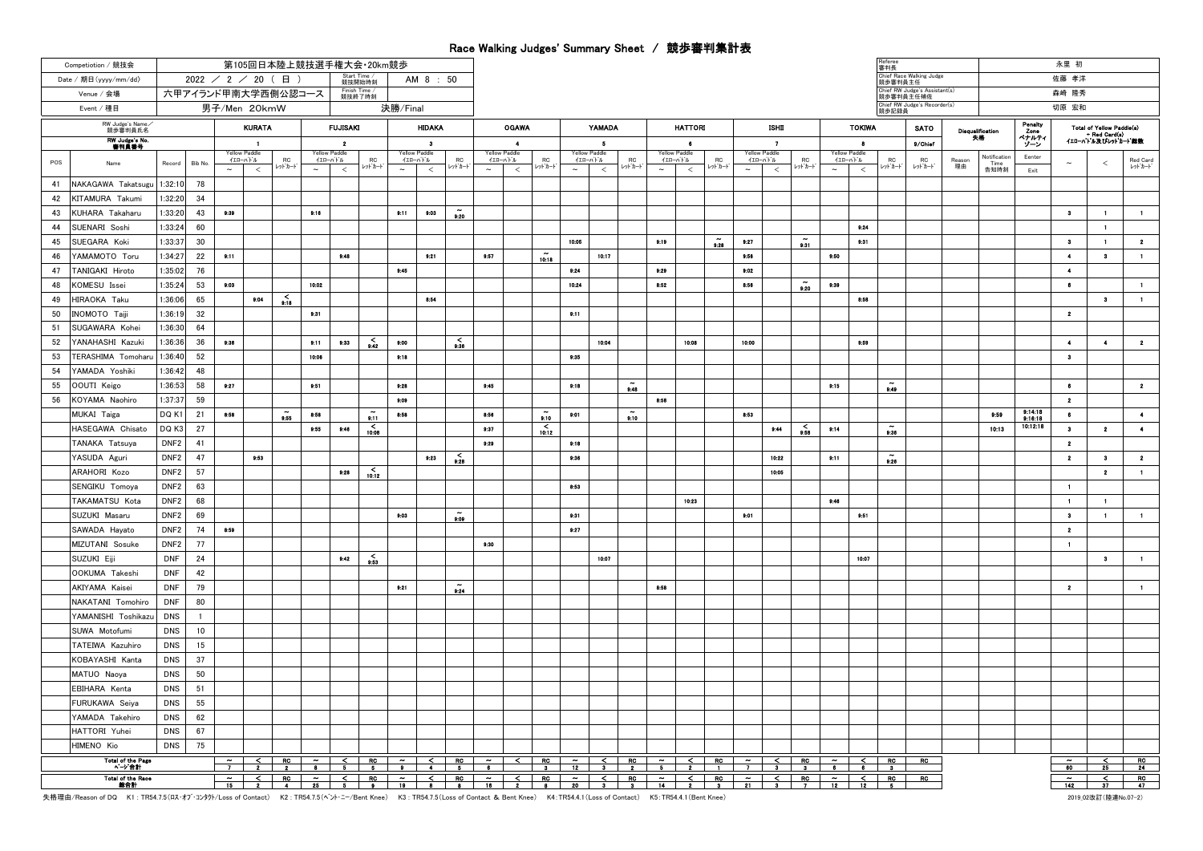# Race Walking Judges' Summary Sheet / 競歩審判集計表

| | | | |
|---|---|---|---|
| Competiotion / 競技会 | 第105回日本陸上競技選手権大会・20km競歩 | | |
| Date / 期日(yyyy/mm/dd) | 2022 / 2 / 20 ( 日 ) | Start Time / 競技開始時刻 | AM 8 : 50 |
| Venue / 会場 | 六甲アイランド甲南大学西側公認コース | Finish Time / 競技終了時刻 | |
| Event / 種目 | 男子/Men 20kmW | | 決勝/Final |

| | |
|---|---|
| Referee 審判長 | 永里 初 |
| Chief Race Walking Judge 競歩審判員主任 | 佐藤 孝洋 |
| Chief RW Judge's Assistant(s) 競歩審判員主任補佐 | 森崎 隆秀 |
| Chief RW Judge's Recorder(s) 競歩記録員 | 切原 宏和 |

| POS | Name | Record | Bib No. | KURATA 1 Yellow Paddle イエローパドル ~ | < | RC レッドカード | FUJISAKI 2 Yellow Paddle ~ | < | RC | HIDAKA 3 Yellow Paddle ~ | < | RC | OGAWA 4 Yellow Paddle ~ | < | RC | YAMADA 5 Yellow Paddle ~ | < | RC | HATTORI 6 Yellow Paddle ~ | < | RC | ISHII 7 Yellow Paddle ~ | < | RC | TOKIWA 8 Yellow Paddle ~ | < | RC | SATO 9/Chief RC レッドカード | Disqualification 失格 Reason 理由 | Notification Time 告知時刻 | Penalty Zone ペナルティゾーン Enter / Exit | Total of Yellow Paddle(s) + Red Card(s) イエローパドル及びレッドカード総数 ~ | < | Red Card レッドカード |
|---|---|---|---|---|---|---|---|---|---|---|---|---|---|---|---|---|---|---|---|---|---|---|---|---|---|---|---|---|---|---|---|---|---|---|
| 41 | NAKAGAWA Takatsugu | 1:32:10 | 78 | | | | | | | | | | | | | | | | | | | | | | | | | | | | | | | |
| 42 | KITAMURA Takumi | 1:32:20 | 34 | | | | | | | | | | | | | | | | | | | | | | | | | | | | | | | |
| 43 | KUHARA Takaharu | 1:33:20 | 43 | 9:39 | | | 9:16 | | | 9:11 | 9:03 | ~ 9:20 | | | | | | | | | | | | | | | | | | | | 3 | 1 | 1 |
| 44 | SUENARI Soshi | 1:33:24 | 60 | | | | | | | | | | | | | | | | | | | | | | | 9:24 | | | | | | | 1 | |
| 45 | SUEGARA Koki | 1:33:37 | 30 | | | | | | | | | | | | | 10:05 | | | 9:19 | | ~ 9:28 | 9:27 | | ~ 9:31 | | 9:31 | | | | | | 3 | 1 | 2 |
| 46 | YAMAMOTO Toru | 1:34:27 | 22 | 9:11 | | | | 9:48 | | | 9:21 | | 9:57 | | ~ 10:18 | | 10:17 | | | | | 9:56 | | | 9:50 | | | | | | | 4 | 3 | 1 |
| 47 | TANIGAKI Hiroto | 1:35:02 | 76 | | | | | | | 9:45 | | | | | | 9:24 | | | 9:29 | | | 9:02 | | | | | | | | | | 4 | | |
| 48 | KOMESU Issei | 1:35:24 | 53 | 9:03 | | | 10:02 | | | | | | | | | 10:24 | | | 8:52 | | | 8:56 | | ~ 9:20 | 9:39 | | | | | | | 6 | | 1 |
| 49 | HIRAOKA Taku | 1:36:06 | 65 | | 9:04 | < 9:18 | | | | | 8:54 | | | | | | | | | | | | | | | 8:58 | | | | | | | 3 | 1 |
| 50 | INOMOTO Taiji | 1:36:19 | 32 | | | | 9:31 | | | | | | | | | 9:11 | | | | | | | | | | | | | | | | 2 | | |
| 51 | SUGAWARA Kohei | 1:36:30 | 64 | | | | | | | | | | | | | | | | | | | | | | | | | | | | | | | |
| 52 | YANAHASHI Kazuki | 1:36:36 | 36 | 9:36 | | | 9:11 | 9:33 | < 9:42 | 9:00 | | < 9:36 | | | | | 10:04 | | | 10:08 | | 10:00 | | | | 9:59 | | | | | | 4 | 4 | 2 |
| 53 | TERASHIMA Tomoharu | 1:36:40 | 52 | | | | 10:06 | | | 9:18 | | | | | | 9:35 | | | | | | | | | | | | | | | | 3 | | |
| 54 | YAMADA Yoshiki | 1:36:42 | 48 | | | | | | | | | | | | | | | | | | | | | | | | | | | | | | | |
| 55 | OOUTI Keigo | 1:36:53 | 58 | 9:27 | | | 9:51 | | | 9:28 | | | 9:45 | | | 9:18 | | ~ 9:48 | | | | | | | 9:15 | | ~ 9:49 | | | | | 6 | | 2 |
| 56 | KOYAMA Naohiro | 1:37:37 | 59 | | | | | | | 9:09 | | | | | | | | | 8:58 | | | | | | | | | | | | | 2 | | |
| | MUKAI Taiga | DQ K1 | 21 | 8:58 | | ~ 9:55 | 8:58 | | ~ 9:11 | 8:58 | | | 8:56 | | ~ 9:10 | 9:01 | | ~ 9:10 | | | | 8:53 | | | | | | | | 9:59 | 9:14:18 / 9:16:18 | 6 | | 4 |
| | HASEGAWA Chisato | DQ K3 | 27 | | | | 9:55 | 9:46 | < 10:06 | | | | 9:37 | | < 10:12 | | | | | | | | 9:44 | < 9:58 | 9:14 | | ~ 9:36 | | | 10:13 | 10:12:18 | 3 | 2 | 4 |
| | TANAKA Tatsuya | DNF2 | 41 | | | | | | | | | | 9:29 | | | 9:16 | | | | | | | | | | | | | | | | 2 | | |
| | YASUDA Aguri | DNF2 | 47 | | 9:53 | | | | | | 9:23 | < 9:28 | | | | 9:36 | | | | | | | 10:22 | | 9:11 | | ~ 9:26 | | | | | 2 | 3 | 2 |
| | ARAHORI Kozo | DNF2 | 57 | | | | | 9:28 | < 10:12 | | | | | | | | | | | | | | 10:05 | | | | | | | | | | 2 | 1 |
| | SENGIKU Tomoya | DNF2 | 63 | | | | | | | | | | | | | 8:53 | | | | | | | | | | | | | | | | 1 | | |
| | TAKAMATSU Kota | DNF2 | 68 | | | | | | | | | | | | | | | | | 10:23 | | | | | 9:46 | | | | | | | 1 | 1 | |
| | SUZUKI Masaru | DNF2 | 69 | | | | | | | 9:03 | | ~ 9:09 | | | | 9:31 | | | | | | 9:01 | | | | 9:51 | | | | | | 3 | 1 | 1 |
| | SAWADA Hayato | DNF2 | 74 | 8:59 | | | | | | | | | | | | 9:27 | | | | | | | | | | | | | | | | 2 | | |
| | MIZUTANI Sosuke | DNF2 | 77 | | | | | | | | | | 9:30 | | | | | | | | | | | | | | | | | | | 1 | | |
| | SUZUKI Eiji | DNF | 24 | | | | | 9:42 | < 9:53 | | | | | | | | 10:07 | | | | | | | | | 10:07 | | | | | | | 3 | 1 |
| | OOKUMA Takeshi | DNF | 42 | | | | | | | | | | | | | | | | | | | | | | | | | | | | | | | |
| | AKIYAMA Kaisei | DNF | 79 | | | | | | | 9:21 | | ~ 9:24 | | | | | | | 8:58 | | | | | | | | | | | | | 2 | | 1 |
| | NAKATANI Tomohiro | DNF | 80 | | | | | | | | | | | | | | | | | | | | | | | | | | | | | | | |
| | YAMANISHI Toshikazu | DNS | 1 | | | | | | | | | | | | | | | | | | | | | | | | | | | | | | | |
| | SUWA Motofumi | DNS | 10 | | | | | | | | | | | | | | | | | | | | | | | | | | | | | | | |
| | TATEIWA Kazuhiro | DNS | 15 | | | | | | | | | | | | | | | | | | | | | | | | | | | | | | | |
| | KOBAYASHI Kanta | DNS | 37 | | | | | | | | | | | | | | | | | | | | | | | | | | | | | | | |
| | MATUO Naoya | DNS | 50 | | | | | | | | | | | | | | | | | | | | | | | | | | | | | | | |
| | EBIHARA Kenta | DNS | 51 | | | | | | | | | | | | | | | | | | | | | | | | | | | | | | | |
| | FURUKAWA Seiya | DNS | 55 | | | | | | | | | | | | | | | | | | | | | | | | | | | | | | | |
| | YAMADA Takehiro | DNS | 62 | | | | | | | | | | | | | | | | | | | | | | | | | | | | | | | |
| | HATTORI Yuhei | DNS | 67 | | | | | | | | | | | | | | | | | | | | | | | | | | | | | | | |
| | HIMENO Kio | DNS | 75 | | | | | | | | | | | | | | | | | | | | | | | | | | | | | | | |
| | Total of the Page ページ合計 | | | 7 | 2 | 2 | 8 | 5 | 2 | 9 | 4 | 5 | 6 | | 3 | 12 | 3 | 2 | 5 | 2 | 1 | 7 | 3 | 3 | 6 | 6 | 3 | | | | | 60 | 25 | 24 |
| | Total of the Race 総合計 | | | 15 | 2 | 4 | 25 | 5 | 9 | 19 | 8 | 8 | 16 | 2 | 8 | 20 | 3 | 3 | 14 | 2 | 3 | 21 | 3 | 7 | 12 | 12 | 5 | | | | | 142 | 37 | 47 |

失格理由/Reason of DQ K1 : TR54.7.5(ロス・オブ・コンタクト/Loss of Contact) K2 : TR54.7.5(ベント・ニー/Bent Knee) K3 : TR54.7.5(Loss of Contact & Bent Knee) K4:TR54.4.1(Loss of Contact) K5:TR54.4.1(Bent Knee)

2019_02改訂(陸連No.07-2)